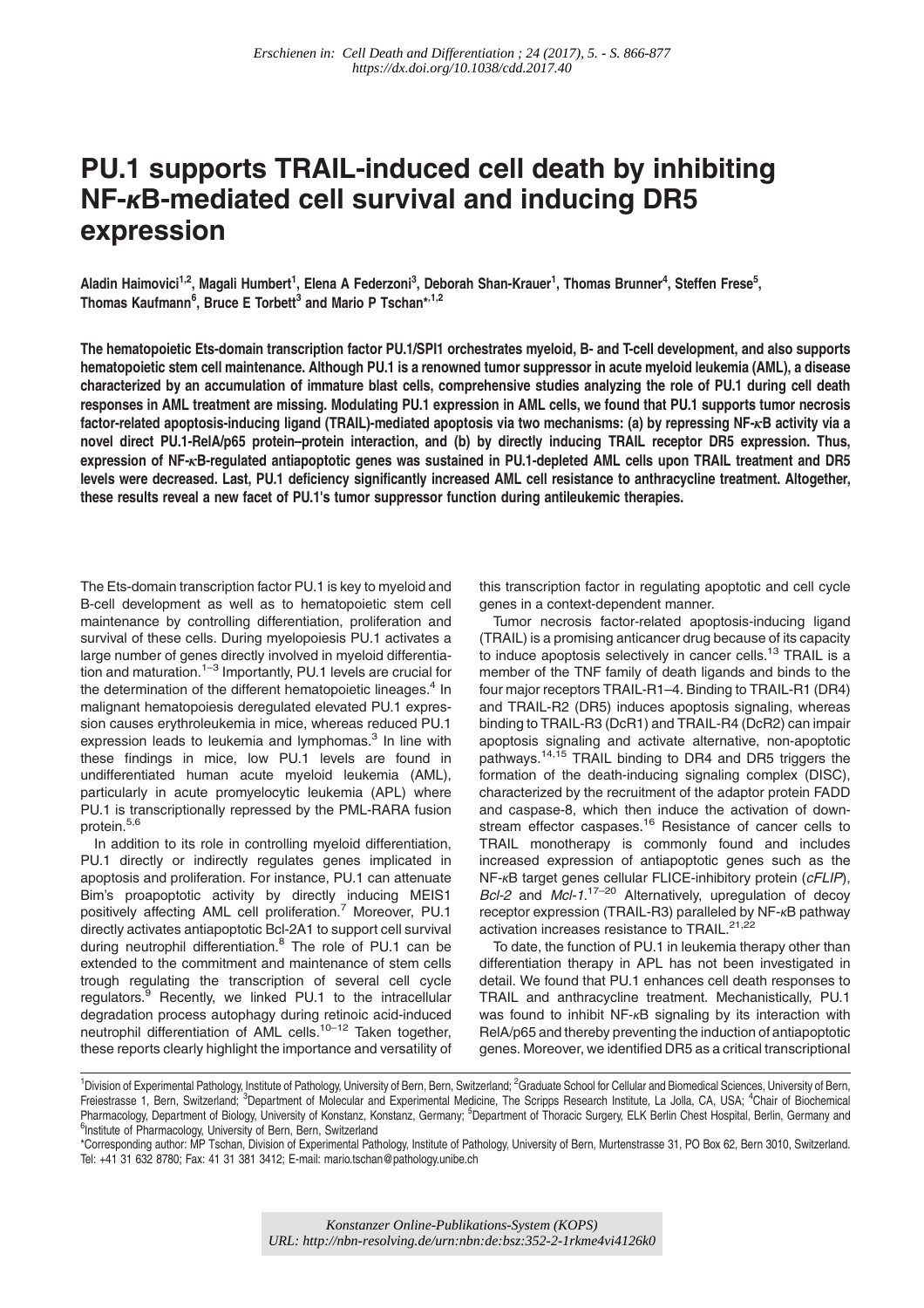*Erschienen in: Cell Death and Differentiation ; 24 (2017), 5. - S. 866-877*
*https://dx.doi.org/10.1038/cdd.2017.40*

# PU.1 supports TRAIL-induced cell death by inhibiting NF-κB-mediated cell survival and inducing DR5 expression

**Aladin Haimovici[1,2], Magali Humbert[1], Elena A Federzoni[3], Deborah Shan-Krauer[1], Thomas Brunner[4], Steffen Frese[5], Thomas Kaufmann[6], Bruce E Torbett[3] and Mario P Tschan*[,1,2]**

**The hematopoietic Ets-domain transcription factor PU.1/SPI1 orchestrates myeloid, B- and T-cell development, and also supports hematopoietic stem cell maintenance. Although PU.1 is a renowned tumor suppressor in acute myeloid leukemia (AML), a disease characterized by an accumulation of immature blast cells, comprehensive studies analyzing the role of PU.1 during cell death responses in AML treatment are missing. Modulating PU.1 expression in AML cells, we found that PU.1 supports tumor necrosis factor-related apoptosis-inducing ligand (TRAIL)-mediated apoptosis via two mechanisms: (a) by repressing NF-κB activity via a novel direct PU.1-RelA/p65 protein–protein interaction, and (b) by directly inducing TRAIL receptor DR5 expression. Thus, expression of NF-κB-regulated antiapoptotic genes was sustained in PU.1-depleted AML cells upon TRAIL treatment and DR5 levels were decreased. Last, PU.1 deficiency significantly increased AML cell resistance to anthracycline treatment. Altogether, these results reveal a new facet of PU.1's tumor suppressor function during antileukemic therapies.**

The Ets-domain transcription factor PU.1 is key to myeloid and B-cell development as well as to hematopoietic stem cell maintenance by controlling differentiation, proliferation and survival of these cells. During myelopoiesis PU.1 activates a large number of genes directly involved in myeloid differentiation and maturation.[1–3] Importantly, PU.1 levels are crucial for the determination of the different hematopoietic lineages.[4] In malignant hematopoiesis deregulated elevated PU.1 expression causes erythroleukemia in mice, whereas reduced PU.1 expression leads to leukemia and lymphomas.[3] In line with these findings in mice, low PU.1 levels are found in undifferentiated human acute myeloid leukemia (AML), particularly in acute promyelocytic leukemia (APL) where PU.1 is transcriptionally repressed by the PML-RARA fusion protein.[5,6]

In addition to its role in controlling myeloid differentiation, PU.1 directly or indirectly regulates genes implicated in apoptosis and proliferation. For instance, PU.1 can attenuate Bim's proapoptotic activity by directly inducing MEIS1 positively affecting AML cell proliferation.[7] Moreover, PU.1 directly activates antiapoptotic Bcl-2A1 to support cell survival during neutrophil differentiation.[8] The role of PU.1 can be extended to the commitment and maintenance of stem cells trough regulating the transcription of several cell cycle regulators.[9] Recently, we linked PU.1 to the intracellular degradation process autophagy during retinoic acid-induced neutrophil differentiation of AML cells.[10–12] Taken together, these reports clearly highlight the importance and versatility of this transcription factor in regulating apoptotic and cell cycle genes in a context-dependent manner.

Tumor necrosis factor-related apoptosis-inducing ligand (TRAIL) is a promising anticancer drug because of its capacity to induce apoptosis selectively in cancer cells.[13] TRAIL is a member of the TNF family of death ligands and binds to the four major receptors TRAIL-R1–4. Binding to TRAIL-R1 (DR4) and TRAIL-R2 (DR5) induces apoptosis signaling, whereas binding to TRAIL-R3 (DcR1) and TRAIL-R4 (DcR2) can impair apoptosis signaling and activate alternative, non-apoptotic pathways.[14,15] TRAIL binding to DR4 and DR5 triggers the formation of the death-inducing signaling complex (DISC), characterized by the recruitment of the adaptor protein FADD and caspase-8, which then induce the activation of downstream effector caspases.[16] Resistance of cancer cells to TRAIL monotherapy is commonly found and includes increased expression of antiapoptotic genes such as the NF-κB target genes cellular FLICE-inhibitory protein (*cFLIP*), *Bcl-2* and *Mcl-1*.[17–20] Alternatively, upregulation of decoy receptor expression (TRAIL-R3) paralleled by NF-κB pathway activation increases resistance to TRAIL.[21,22]

To date, the function of PU.1 in leukemia therapy other than differentiation therapy in APL has not been investigated in detail. We found that PU.1 enhances cell death responses to TRAIL and anthracycline treatment. Mechanistically, PU.1 was found to inhibit NF-κB signaling by its interaction with RelA/p65 and thereby preventing the induction of antiapoptotic genes. Moreover, we identified DR5 as a critical transcriptional

[1]Division of Experimental Pathology, Institute of Pathology, University of Bern, Bern, Switzerland; [2]Graduate School for Cellular and Biomedical Sciences, University of Bern, Freiestrasse 1, Bern, Switzerland; [3]Department of Molecular and Experimental Medicine, The Scripps Research Institute, La Jolla, CA, USA; [4]Chair of Biochemical Pharmacology, Department of Biology, University of Konstanz, Konstanz, Germany; [5]Department of Thoracic Surgery, ELK Berlin Chest Hospital, Berlin, Germany and [6]Institute of Pharmacology, University of Bern, Bern, Switzerland

*Corresponding author: MP Tschan, Division of Experimental Pathology, Institute of Pathology, University of Bern, Murtenstrasse 31, PO Box 62, Bern 3010, Switzerland. Tel: +41 31 632 8780; Fax: 41 31 381 3412; E-mail: mario.tschan@pathology.unibe.ch

*Konstanzer Online-Publikations-System (KOPS)*
*URL: http://nbn-resolving.de/urn:nbn:de:bsz:352-2-1rkme4vi4126k0*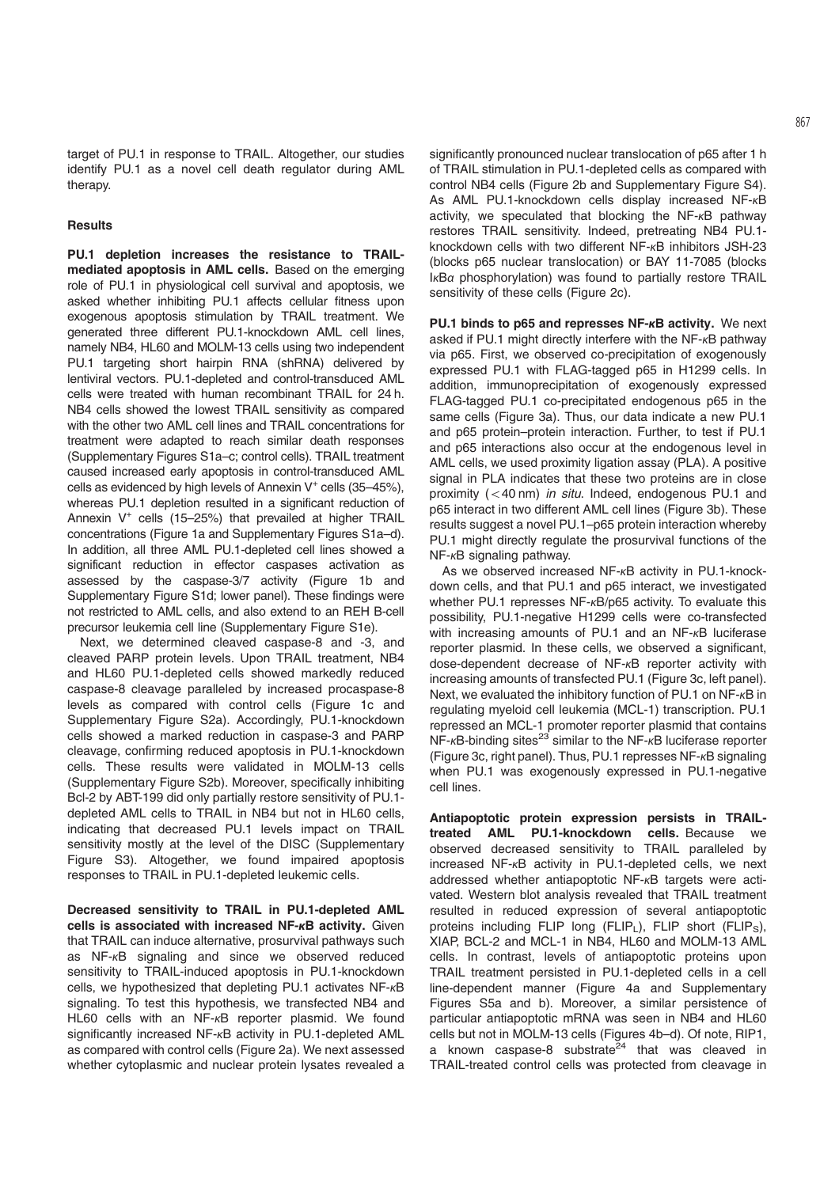target of PU.1 in response to TRAIL. Altogether, our studies identify PU.1 as a novel cell death regulator during AML therapy.

## Results

**PU.1 depletion increases the resistance to TRAIL-mediated apoptosis in AML cells.** Based on the emerging role of PU.1 in physiological cell survival and apoptosis, we asked whether inhibiting PU.1 affects cellular fitness upon exogenous apoptosis stimulation by TRAIL treatment. We generated three different PU.1-knockdown AML cell lines, namely NB4, HL60 and MOLM-13 cells using two independent PU.1 targeting short hairpin RNA (shRNA) delivered by lentiviral vectors. PU.1-depleted and control-transduced AML cells were treated with human recombinant TRAIL for 24 h. NB4 cells showed the lowest TRAIL sensitivity as compared with the other two AML cell lines and TRAIL concentrations for treatment were adapted to reach similar death responses (Supplementary Figures S1a–c; control cells). TRAIL treatment caused increased early apoptosis in control-transduced AML cells as evidenced by high levels of Annexin $V^{+}$ cells (35–45%), whereas PU.1 depletion resulted in a significant reduction of Annexin $V^{+}$ cells (15–25%) that prevailed at higher TRAIL concentrations (Figure 1a and Supplementary Figures S1a–d). In addition, all three AML PU.1-depleted cell lines showed a significant reduction in effector caspases activation as assessed by the caspase-3/7 activity (Figure 1b and Supplementary Figure S1d; lower panel). These findings were not restricted to AML cells, and also extend to an REH B-cell precursor leukemia cell line (Supplementary Figure S1e).

Next, we determined cleaved caspase-8 and -3, and cleaved PARP protein levels. Upon TRAIL treatment, NB4 and HL60 PU.1-depleted cells showed markedly reduced caspase-8 cleavage paralleled by increased procaspase-8 levels as compared with control cells (Figure 1c and Supplementary Figure S2a). Accordingly, PU.1-knockdown cells showed a marked reduction in caspase-3 and PARP cleavage, confirming reduced apoptosis in PU.1-knockdown cells. These results were validated in MOLM-13 cells (Supplementary Figure S2b). Moreover, specifically inhibiting Bcl-2 by ABT-199 did only partially restore sensitivity of PU.1-depleted AML cells to TRAIL in NB4 but not in HL60 cells, indicating that decreased PU.1 levels impact on TRAIL sensitivity mostly at the level of the DISC (Supplementary Figure S3). Altogether, we found impaired apoptosis responses to TRAIL in PU.1-depleted leukemic cells.

**Decreased sensitivity to TRAIL in PU.1-depleted AML cells is associated with increased NF-*κ*B activity.** Given that TRAIL can induce alternative, prosurvival pathways such as NF-*κ*B signaling and since we observed reduced sensitivity to TRAIL-induced apoptosis in PU.1-knockdown cells, we hypothesized that depleting PU.1 activates NF-*κ*B signaling. To test this hypothesis, we transfected NB4 and HL60 cells with an NF-*κ*B reporter plasmid. We found significantly increased NF-*κ*B activity in PU.1-depleted AML as compared with control cells (Figure 2a). We next assessed whether cytoplasmic and nuclear protein lysates revealed a significantly pronounced nuclear translocation of p65 after 1 h of TRAIL stimulation in PU.1-depleted cells as compared with control NB4 cells (Figure 2b and Supplementary Figure S4). As AML PU.1-knockdown cells display increased NF-*κ*B activity, we speculated that blocking the NF-*κ*B pathway restores TRAIL sensitivity. Indeed, pretreating NB4 PU.1-knockdown cells with two different NF-*κ*B inhibitors JSH-23 (blocks p65 nuclear translocation) or BAY 11-7085 (blocks I*κ*B*α* phosphorylation) was found to partially restore TRAIL sensitivity of these cells (Figure 2c).

**PU.1 binds to p65 and represses NF-*κ*B activity.** We next asked if PU.1 might directly interfere with the NF-*κ*B pathway via p65. First, we observed co-precipitation of exogenously expressed PU.1 with FLAG-tagged p65 in H1299 cells. In addition, immunoprecipitation of exogenously expressed FLAG-tagged PU.1 co-precipitated endogenous p65 in the same cells (Figure 3a). Thus, our data indicate a new PU.1 and p65 protein–protein interaction. Further, to test if PU.1 and p65 interactions also occur at the endogenous level in AML cells, we used proximity ligation assay (PLA). A positive signal in PLA indicates that these two proteins are in close proximity (<40 nm) *in situ*. Indeed, endogenous PU.1 and p65 interact in two different AML cell lines (Figure 3b). These results suggest a novel PU.1–p65 protein interaction whereby PU.1 might directly regulate the prosurvival functions of the NF-*κ*B signaling pathway.

As we observed increased NF-*κ*B activity in PU.1-knockdown cells, and that PU.1 and p65 interact, we investigated whether PU.1 represses NF-*κ*B/p65 activity. To evaluate this possibility, PU.1-negative H1299 cells were co-transfected with increasing amounts of PU.1 and an NF-*κ*B luciferase reporter plasmid. In these cells, we observed a significant, dose-dependent decrease of NF-*κ*B reporter activity with increasing amounts of transfected PU.1 (Figure 3c, left panel). Next, we evaluated the inhibitory function of PU.1 on NF-*κ*B in regulating myeloid cell leukemia (MCL-1) transcription. PU.1 repressed an MCL-1 promoter reporter plasmid that contains NF-*κ*B-binding sites[23] similar to the NF-*κ*B luciferase reporter (Figure 3c, right panel). Thus, PU.1 represses NF-*κ*B signaling when PU.1 was exogenously expressed in PU.1-negative cell lines.

**Antiapoptotic protein expression persists in TRAIL-treated AML PU.1-knockdown cells.** Because we observed decreased sensitivity to TRAIL paralleled by increased NF-*κ*B activity in PU.1-depleted cells, we next addressed whether antiapoptotic NF-*κ*B targets were activated. Western blot analysis revealed that TRAIL treatment resulted in reduced expression of several antiapoptotic proteins including FLIP long ($FLIP_L$), FLIP short ($FLIP_S$), XIAP, BCL-2 and MCL-1 in NB4, HL60 and MOLM-13 AML cells. In contrast, levels of antiapoptotic proteins upon TRAIL treatment persisted in PU.1-depleted cells in a cell line-dependent manner (Figure 4a and Supplementary Figures S5a and b). Moreover, a similar persistence of particular antiapoptotic mRNA was seen in NB4 and HL60 cells but not in MOLM-13 cells (Figures 4b–d). Of note, RIP1, a known caspase-8 substrate[24] that was cleaved in TRAIL-treated control cells was protected from cleavage in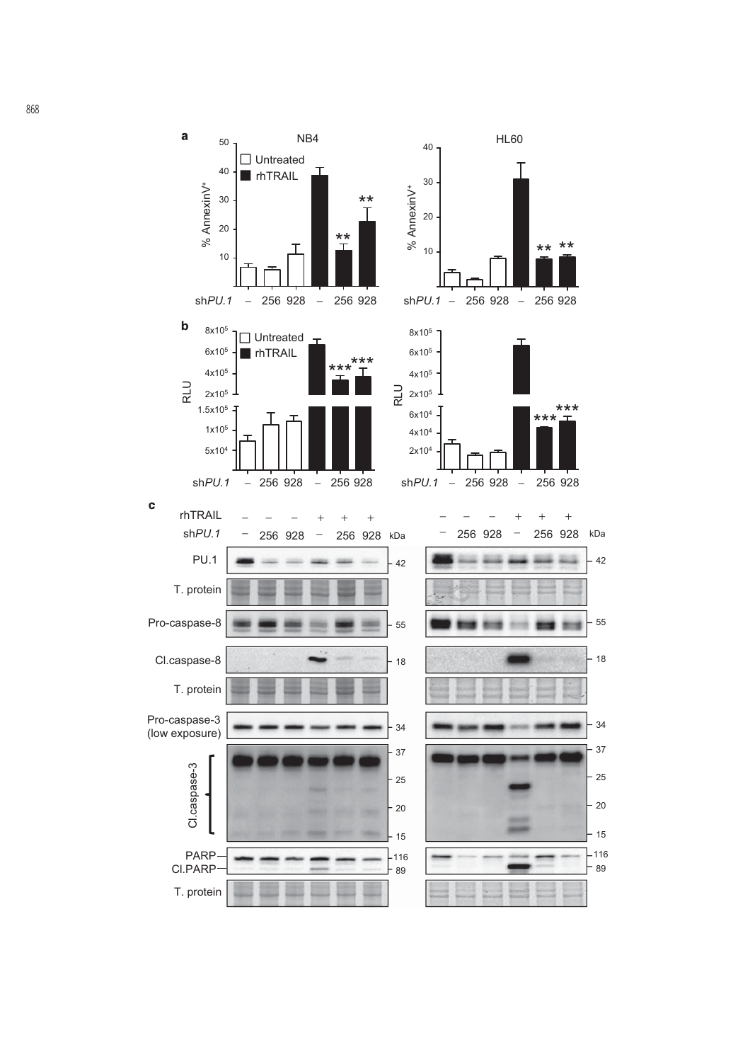**a**

NB4

HL60

% AnnexinV+

Untreated

rhTRAIL

sh*PU.1* – 256 928 – 256 928

**b**

RLU

Untreated

rhTRAIL

sh*PU.1* – 256 928 – 256 928

**c**

rhTRAIL – – – + + +

sh*PU.1* – 256 928 – 256 928 kDa

PU.1 42

T. protein

Pro-caspase-8 55

Cl.caspase-8 18

T. protein

Pro-caspase-3 (low exposure) 34

Cl.caspase-3 37 25 20 15

PARP 116

Cl.PARP 89

T. protein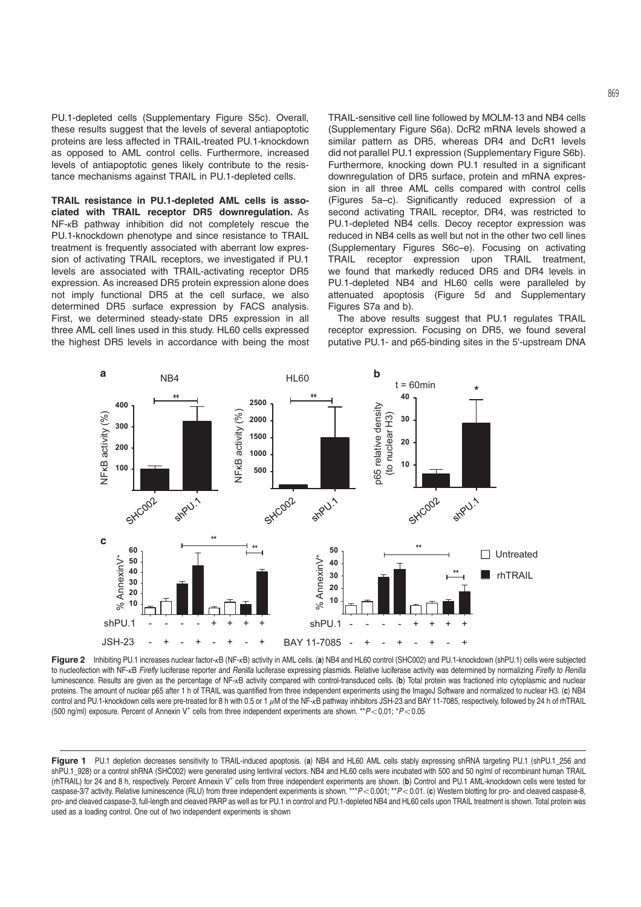PU.1-depleted cells (Supplementary Figure S5c). Overall, these results suggest that the levels of several antiapoptotic proteins are less affected in TRAIL-treated PU.1-knockdown as opposed to AML control cells. Furthermore, increased levels of antiapoptotic genes likely contribute to the resistance mechanisms against TRAIL in PU.1-depleted cells.

**TRAIL resistance in PU.1-depleted AML cells is associated with TRAIL receptor DR5 downregulation.** As NF-*κ*B pathway inhibition did not completely rescue the PU.1-knockdown phenotype and since resistance to TRAIL treatment is frequently associated with aberrant low expression of activating TRAIL receptors, we investigated if PU.1 levels are associated with TRAIL-activating receptor DR5 expression. As increased DR5 protein expression alone does not imply functional DR5 at the cell surface, we also determined DR5 surface expression by FACS analysis. First, we determined steady-state DR5 expression in all three AML cell lines used in this study. HL60 cells expressed the highest DR5 levels in accordance with being the most TRAIL-sensitive cell line followed by MOLM-13 and NB4 cells (Supplementary Figure S6a). DcR2 mRNA levels showed a similar pattern as DR5, whereas DR4 and DcR1 levels did not parallel PU.1 expression (Supplementary Figure S6b). Furthermore, knocking down PU.1 resulted in a significant downregulation of DR5 surface, protein and mRNA expression in all three AML cells compared with control cells (Figures 5a–c). Significantly reduced expression of a second activating TRAIL receptor, DR4, was restricted to PU.1-depleted NB4 cells. Decoy receptor expression was reduced in NB4 cells as well but not in the other two cell lines (Supplementary Figures S6c–e). Focusing on activating TRAIL receptor expression upon TRAIL treatment, we found that markedly reduced DR5 and DR4 levels in PU.1-depleted NB4 and HL60 cells were paralleled by attenuated apoptosis (Figure 5d and Supplementary Figures S7a and b).

The above results suggest that PU.1 regulates TRAIL receptor expression. Focusing on DR5, we found several putative PU.1- and p65-binding sites in the 5′-upstream DNA

**Figure 2** Inhibiting PU.1 increases nuclear factor-*κ*B (NF-*κ*B) activity in AML cells. (**a**) NB4 and HL60 control (SHC002) and PU.1-knockdown (shPU.1) cells were subjected to nucleofection with NF-*κ*B *Firefly* luciferase reporter and *Renilla* luciferase expressing plasmids. Relative luciferase activity was determined by normalizing *Firefly to Renilla* luminescence. Results are given as the percentage of NF-*κ*B activity compared with control-transduced cells. (**b**) Total protein was fractioned into cytoplasmic and nuclear proteins. The amount of nuclear p65 after 1 h of TRAIL was quantified from three independent experiments using the ImageJ Software and normalized to nuclear H3. (**c**) NB4 control and PU.1-knockdown cells were pre-treated for 8 h with 0.5 or 1 $\mu$M of the NF-*κ*B pathway inhibitors JSH-23 and BAY 11-7085, respectively, followed by 24 h of rhTRAIL (500 ng/ml) exposure. Percent of Annexin V$^+$ cells from three independent experiments are shown. $^{**}P<0.01$; $^{*}P<0.05$

**Figure 1** PU.1 depletion decreases sensitivity to TRAIL-induced apoptosis. (**a**) NB4 and HL60 AML cells stably expressing shRNA targeting PU.1 (shPU.1_256 and shPU.1_928) or a control shRNA (SHC002) were generated using lentiviral vectors. NB4 and HL60 cells were incubated with 500 and 50 ng/ml of recombinant human TRAIL (rhTRAIL) for 24 and 8 h, respectively. Percent Annexin V$^+$ cells from three independent experiments are shown. (**b**) Control and PU.1 AML-knockdown cells were tested for caspase-3/7 activity. Relative luminescence (RLU) from three independent experiments is shown. $^{***}P<0.001$; $^{**}P<0.01$. (**c**) Western blotting for pro- and cleaved caspase-8, pro- and cleaved caspase-3, full-length and cleaved PARP as well as for PU.1 in control and PU.1-depleted NB4 and HL60 cells upon TRAIL treatment is shown. Total protein was used as a loading control. One out of two independent experiments is shown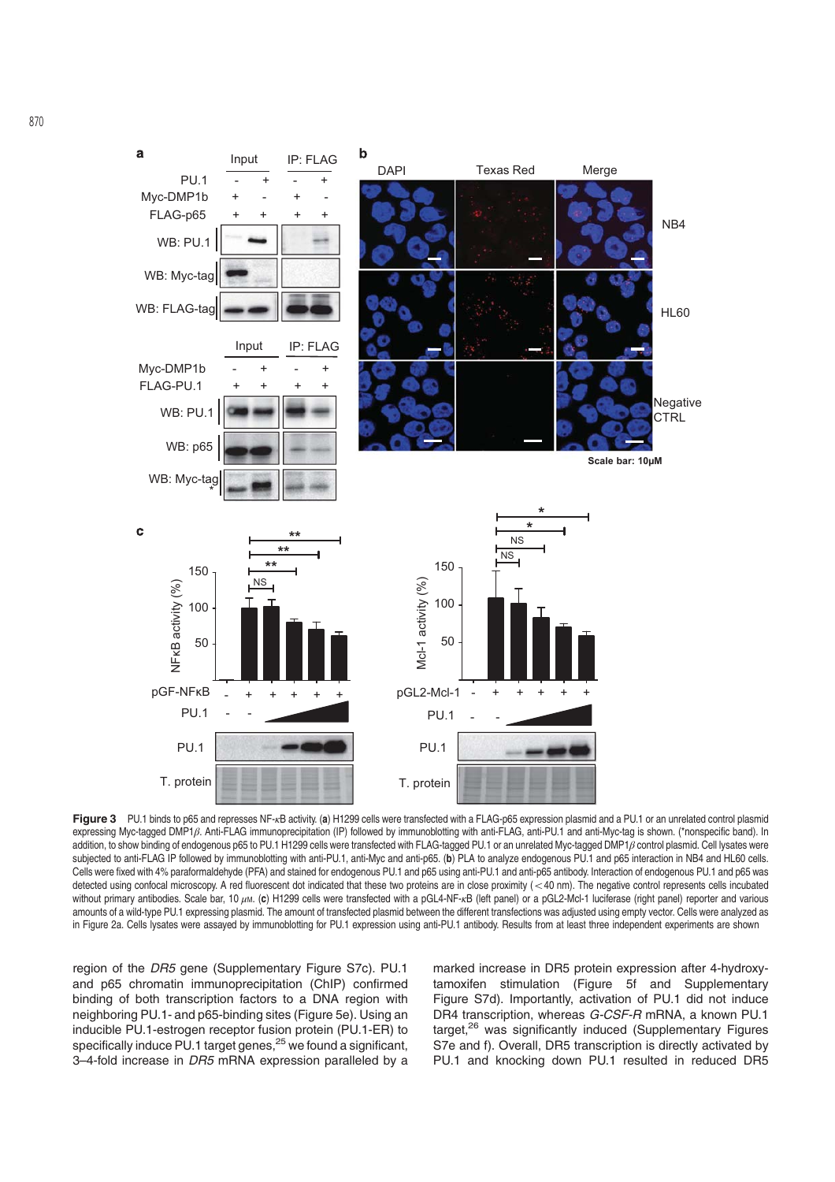**Figure 3** PU.1 binds to p65 and represses NF-κB activity. (**a**) H1299 cells were transfected with a FLAG-p65 expression plasmid and a PU.1 or an unrelated control plasmid expressing Myc-tagged DMP1β. Anti-FLAG immunoprecipitation (IP) followed by immunoblotting with anti-FLAG, anti-PU.1 and anti-Myc-tag is shown. (*nonspecific band). In addition, to show binding of endogenous p65 to PU.1 H1299 cells were transfected with FLAG-tagged PU.1 or an unrelated Myc-tagged DMP1β control plasmid. Cell lysates were subjected to anti-FLAG IP followed by immunoblotting with anti-PU.1, anti-Myc and anti-p65. (**b**) PLA to analyze endogenous PU.1 and p65 interaction in NB4 and HL60 cells. Cells were fixed with 4% paraformaldehyde (PFA) and stained for endogenous PU.1 and p65 using anti-PU.1 and anti-p65 antibody. Interaction of endogenous PU.1 and p65 was detected using confocal microscopy. A red fluorescent dot indicated that these two proteins are in close proximity (<40 nm). The negative control represents cells incubated without primary antibodies. Scale bar, 10 μm. (**c**) H1299 cells were transfected with a pGL4-NF-κB (left panel) or a pGL2-Mcl-1 luciferase (right panel) reporter and various amounts of a wild-type PU.1 expressing plasmid. The amount of transfected plasmid between the different transfections was adjusted using empty vector. Cells were analyzed as in Figure 2a. Cells lysates were assayed by immunoblotting for PU.1 expression using anti-PU.1 antibody. Results from at least three independent experiments are shown

region of the *DR5* gene (Supplementary Figure S7c). PU.1 and p65 chromatin immunoprecipitation (ChIP) confirmed binding of both transcription factors to a DNA region with neighboring PU.1- and p65-binding sites (Figure 5e). Using an inducible PU.1-estrogen receptor fusion protein (PU.1-ER) to specifically induce PU.1 target genes,[25] we found a significant, 3–4-fold increase in *DR5* mRNA expression paralleled by a marked increase in DR5 protein expression after 4-hydroxy-tamoxifen stimulation (Figure 5f and Supplementary Figure S7d). Importantly, activation of PU.1 did not induce DR4 transcription, whereas *G-CSF-R* mRNA, a known PU.1 target,[26] was significantly induced (Supplementary Figures S7e and f). Overall, DR5 transcription is directly activated by PU.1 and knocking down PU.1 resulted in reduced DR5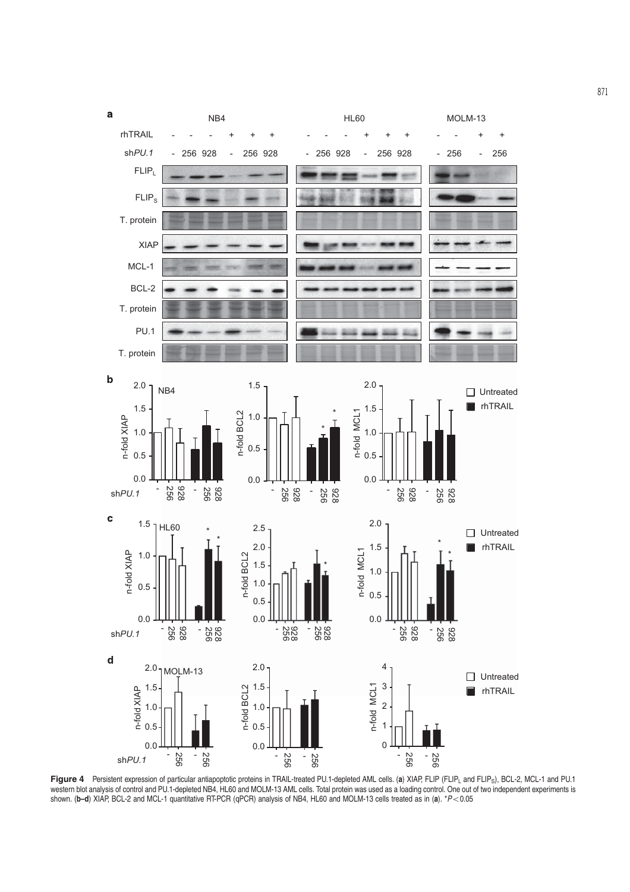**Figure 4** Persistent expression of particular antiapoptotic proteins in TRAIL-treated PU.1-depleted AML cells. (**a**) XIAP, FLIP ($FLIP_L$ and $FLIP_S$), BCL-2, MCL-1 and PU.1 western blot analysis of control and PU.1-depleted NB4, HL60 and MOLM-13 AML cells. Total protein was used as a loading control. One out of two independent experiments is shown. (**b–d**) XIAP, BCL-2 and MCL-1 quantitative RT-PCR (qPCR) analysis of NB4, HL60 and MOLM-13 cells treated as in (**a**). *$P < 0.05$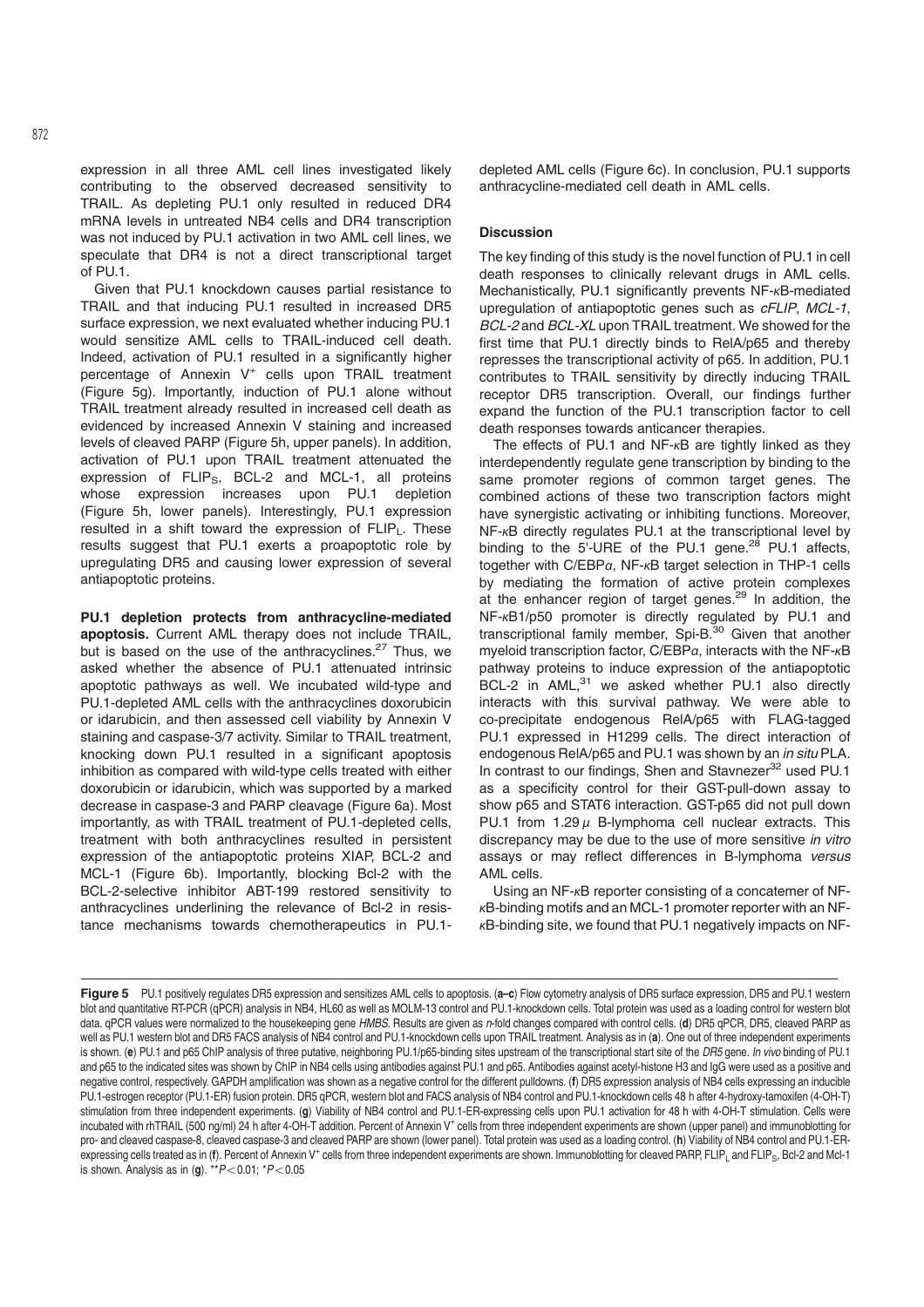expression in all three AML cell lines investigated likely contributing to the observed decreased sensitivity to TRAIL. As depleting PU.1 only resulted in reduced DR4 mRNA levels in untreated NB4 cells and DR4 transcription was not induced by PU.1 activation in two AML cell lines, we speculate that DR4 is not a direct transcriptional target of PU.1.

Given that PU.1 knockdown causes partial resistance to TRAIL and that inducing PU.1 resulted in increased DR5 surface expression, we next evaluated whether inducing PU.1 would sensitize AML cells to TRAIL-induced cell death. Indeed, activation of PU.1 resulted in a significantly higher percentage of Annexin $V^+$ cells upon TRAIL treatment (Figure 5g). Importantly, induction of PU.1 alone without TRAIL treatment already resulted in increased cell death as evidenced by increased Annexin V staining and increased levels of cleaved PARP (Figure 5h, upper panels). In addition, activation of PU.1 upon TRAIL treatment attenuated the expression of $FLIP_S$, BCL-2 and MCL-1, all proteins whose expression increases upon PU.1 depletion (Figure 5h, lower panels). Interestingly, PU.1 expression resulted in a shift toward the expression of $FLIP_L$. These results suggest that PU.1 exerts a proapoptotic role by upregulating DR5 and causing lower expression of several antiapoptotic proteins.

**PU.1 depletion protects from anthracycline-mediated apoptosis.** Current AML therapy does not include TRAIL, but is based on the use of the anthracyclines.[27] Thus, we asked whether the absence of PU.1 attenuated intrinsic apoptotic pathways as well. We incubated wild-type and PU.1-depleted AML cells with the anthracyclines doxorubicin or idarubicin, and then assessed cell viability by Annexin V staining and caspase-3/7 activity. Similar to TRAIL treatment, knocking down PU.1 resulted in a significant apoptosis inhibition as compared with wild-type cells treated with either doxorubicin or idarubicin, which was supported by a marked decrease in caspase-3 and PARP cleavage (Figure 6a). Most importantly, as with TRAIL treatment of PU.1-depleted cells, treatment with both anthracyclines resulted in persistent expression of the antiapoptotic proteins XIAP, BCL-2 and MCL-1 (Figure 6b). Importantly, blocking Bcl-2 with the BCL-2-selective inhibitor ABT-199 restored sensitivity to anthracyclines underlining the relevance of Bcl-2 in resistance mechanisms towards chemotherapeutics in PU.1-depleted AML cells (Figure 6c). In conclusion, PU.1 supports anthracycline-mediated cell death in AML cells.

## Discussion

The key finding of this study is the novel function of PU.1 in cell death responses to clinically relevant drugs in AML cells. Mechanistically, PU.1 significantly prevents NF-κB-mediated upregulation of antiapoptotic genes such as *cFLIP*, *MCL-1*, *BCL-2* and *BCL-XL* upon TRAIL treatment. We showed for the first time that PU.1 directly binds to RelA/p65 and thereby represses the transcriptional activity of p65. In addition, PU.1 contributes to TRAIL sensitivity by directly inducing TRAIL receptor DR5 transcription. Overall, our findings further expand the function of the PU.1 transcription factor to cell death responses towards anticancer therapies.

The effects of PU.1 and NF-κB are tightly linked as they interdependently regulate gene transcription by binding to the same promoter regions of common target genes. The combined actions of these two transcription factors might have synergistic activating or inhibiting functions. Moreover, NF-κB directly regulates PU.1 at the transcriptional level by binding to the 5'-URE of the PU.1 gene.[28] PU.1 affects, together with C/EBPα, NF-κB target selection in THP-1 cells by mediating the formation of active protein complexes at the enhancer region of target genes.[29] In addition, the NF-κB1/p50 promoter is directly regulated by PU.1 and transcriptional family member, Spi-B.[30] Given that another myeloid transcription factor, C/EBPα, interacts with the NF-κB pathway proteins to induce expression of the antiapoptotic BCL-2 in AML,[31] we asked whether PU.1 also directly interacts with this survival pathway. We were able to co-precipitate endogenous RelA/p65 with FLAG-tagged PU.1 expressed in H1299 cells. The direct interaction of endogenous RelA/p65 and PU.1 was shown by an *in situ* PLA. In contrast to our findings, Shen and Stavnezer[32] used PU.1 as a specificity control for their GST-pull-down assay to show p65 and STAT6 interaction. GST-p65 did not pull down PU.1 from 1.29 μ B-lymphoma cell nuclear extracts. This discrepancy may be due to the use of more sensitive *in vitro* assays or may reflect differences in B-lymphoma *versus* AML cells.

Using an NF-κB reporter consisting of a concatemer of NF-κB-binding motifs and an MCL-1 promoter reporter with an NF-κB-binding site, we found that PU.1 negatively impacts on NF-

**Figure 5** PU.1 positively regulates DR5 expression and sensitizes AML cells to apoptosis. (**a–c**) Flow cytometry analysis of DR5 surface expression, DR5 and PU.1 western blot and quantitative RT-PCR (qPCR) analysis in NB4, HL60 as well as MOLM-13 control and PU.1-knockdown cells. Total protein was used as a loading control for western blot data. qPCR values were normalized to the housekeeping gene *HMBS*. Results are given as *n*-fold changes compared with control cells. (**d**) DR5 qPCR, DR5, cleaved PARP as well as PU.1 western blot and DR5 FACS analysis of NB4 control and PU.1-knockdown cells upon TRAIL treatment. Analysis as in (**a**). One out of three independent experiments is shown. (**e**) PU.1 and p65 ChIP analysis of three putative, neighboring PU.1/p65-binding sites upstream of the transcriptional start site of the *DR5* gene. *In vivo* binding of PU.1 and p65 to the indicated sites was shown by ChIP in NB4 cells using antibodies against PU.1 and p65. Antibodies against acetyl-histone H3 and IgG were used as a positive and negative control, respectively. GAPDH amplification was shown as a negative control for the different pulldowns. (**f**) DR5 expression analysis of NB4 cells expressing an inducible PU.1-estrogen receptor (PU.1-ER) fusion protein. DR5 qPCR, western blot and FACS analysis of NB4 control and PU.1-knockdown cells 48 h after 4-hydroxy-tamoxifen (4-OH-T) stimulation from three independent experiments. (**g**) Viability of NB4 control and PU.1-ER-expressing cells upon PU.1 activation for 48 h with 4-OH-T stimulation. Cells were incubated with rhTRAIL (500 ng/ml) 24 h after 4-OH-T addition. Percent of Annexin $V^+$ cells from three independent experiments are shown (upper panel) and immunoblotting for pro- and cleaved caspase-8, cleaved caspase-3 and cleaved PARP are shown (lower panel). Total protein was used as a loading control. (**h**) Viability of NB4 control and PU.1-ER-expressing cells treated as in (**f**). Percent of Annexin $V^+$ cells from three independent experiments are shown. Immunoblotting for cleaved PARP, $FLIP_L$ and $FLIP_S$, Bcl-2 and Mcl-1 is shown. Analysis as in (**g**). $^{**}P<0.01$; $^{*}P<0.05$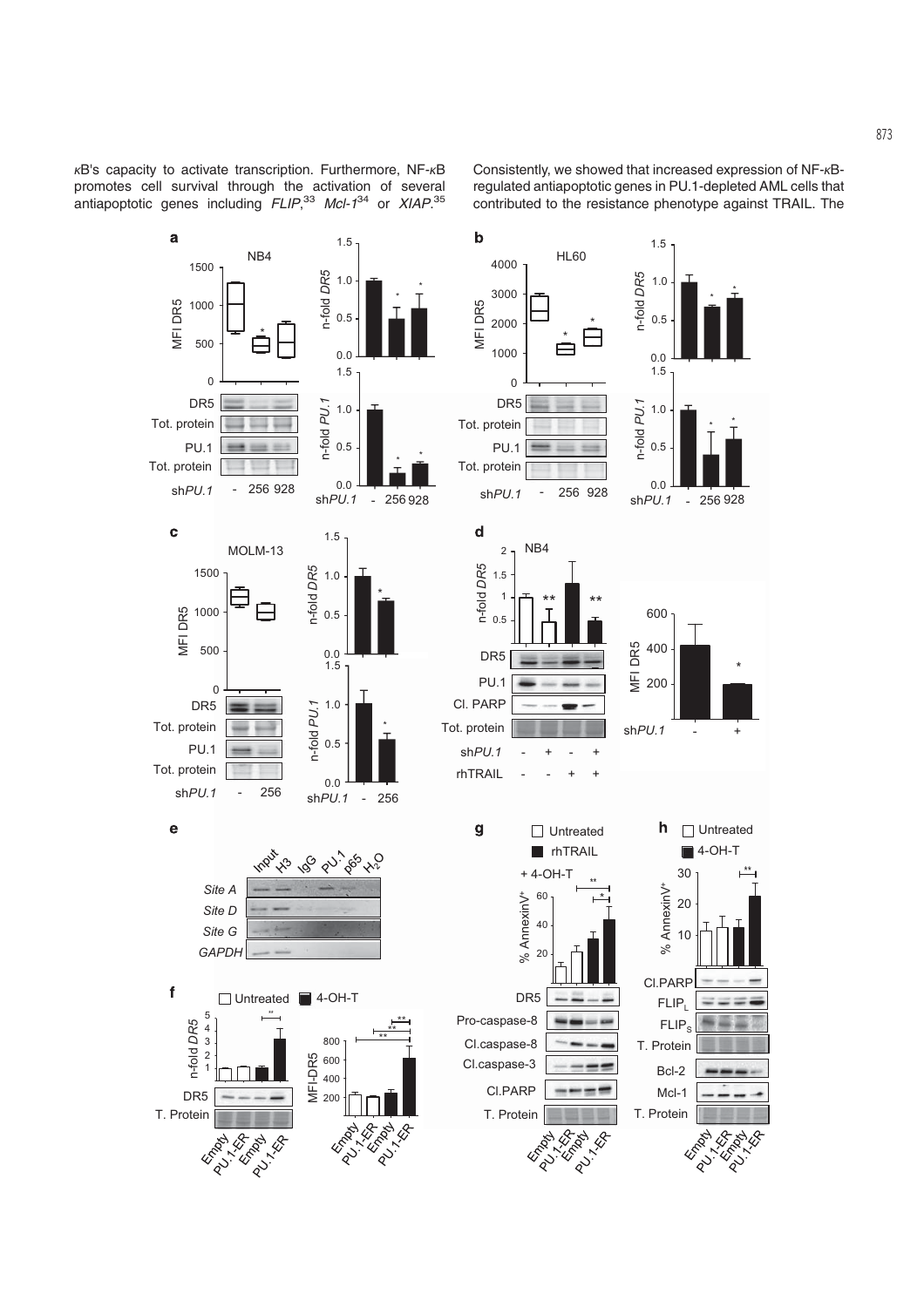κB's capacity to activate transcription. Furthermore, NF-κB promotes cell survival through the activation of several antiapoptotic genes including *FLIP*,[33] *Mcl-1*[34] or *XIAP*.[35] Consistently, we showed that increased expression of NF-κB-regulated antiapoptotic genes in PU.1-depleted AML cells that contributed to the resistance phenotype against TRAIL. The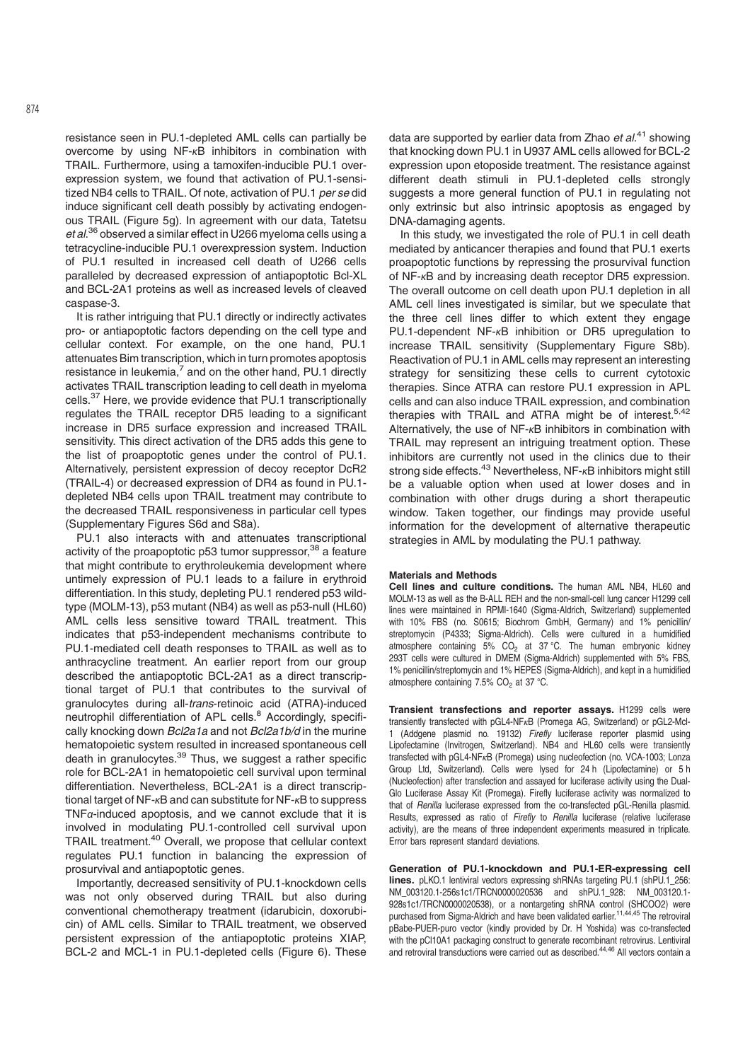resistance seen in PU.1-depleted AML cells can partially be overcome by using NF-κB inhibitors in combination with TRAIL. Furthermore, using a tamoxifen-inducible PU.1 overexpression system, we found that activation of PU.1-sensitized NB4 cells to TRAIL. Of note, activation of PU.1 *per se* did induce significant cell death possibly by activating endogenous TRAIL (Figure 5g). In agreement with our data, Tatetsu *et al.*[36] observed a similar effect in U266 myeloma cells using a tetracycline-inducible PU.1 overexpression system. Induction of PU.1 resulted in increased cell death of U266 cells paralleled by decreased expression of antiapoptotic Bcl-XL and BCL-2A1 proteins as well as increased levels of cleaved caspase-3.

It is rather intriguing that PU.1 directly or indirectly activates pro- or antiapoptotic factors depending on the cell type and cellular context. For example, on the one hand, PU.1 attenuates Bim transcription, which in turn promotes apoptosis resistance in leukemia,[7] and on the other hand, PU.1 directly activates TRAIL transcription leading to cell death in myeloma cells.[37] Here, we provide evidence that PU.1 transcriptionally regulates the TRAIL receptor DR5 leading to a significant increase in DR5 surface expression and increased TRAIL sensitivity. This direct activation of the DR5 adds this gene to the list of proapoptotic genes under the control of PU.1. Alternatively, persistent expression of decoy receptor DcR2 (TRAIL-4) or decreased expression of DR4 as found in PU.1-depleted NB4 cells upon TRAIL treatment may contribute to the decreased TRAIL responsiveness in particular cell types (Supplementary Figures S6d and S8a).

PU.1 also interacts with and attenuates transcriptional activity of the proapoptotic p53 tumor suppressor,[38] a feature that might contribute to erythroleukemia development where untimely expression of PU.1 leads to a failure in erythroid differentiation. In this study, depleting PU.1 rendered p53 wild-type (MOLM-13), p53 mutant (NB4) as well as p53-null (HL60) AML cells less sensitive toward TRAIL treatment. This indicates that p53-independent mechanisms contribute to PU.1-mediated cell death responses to TRAIL as well as to anthracycline treatment. An earlier report from our group described the antiapoptotic BCL-2A1 as a direct transcriptional target of PU.1 that contributes to the survival of granulocytes during all-*trans*-retinoic acid (ATRA)-induced neutrophil differentiation of APL cells.[8] Accordingly, specifically knocking down *Bcl2a1a* and not *Bcl2a1b/d* in the murine hematopoietic system resulted in increased spontaneous cell death in granulocytes.[39] Thus, we suggest a rather specific role for BCL-2A1 in hematopoietic cell survival upon terminal differentiation. Nevertheless, BCL-2A1 is a direct transcriptional target of NF-κB and can substitute for NF-κB to suppress TNFα-induced apoptosis, and we cannot exclude that it is involved in modulating PU.1-controlled cell survival upon TRAIL treatment.[40] Overall, we propose that cellular context regulates PU.1 function in balancing the expression of prosurvival and antiapoptotic genes.

Importantly, decreased sensitivity of PU.1-knockdown cells was not only observed during TRAIL but also during conventional chemotherapy treatment (idarubicin, doxorubicin) of AML cells. Similar to TRAIL treatment, we observed persistent expression of the antiapoptotic proteins XIAP, BCL-2 and MCL-1 in PU.1-depleted cells (Figure 6). These data are supported by earlier data from Zhao *et al.*[41] showing that knocking down PU.1 in U937 AML cells allowed for BCL-2 expression upon etoposide treatment. The resistance against different death stimuli in PU.1-depleted cells strongly suggests a more general function of PU.1 in regulating not only extrinsic but also intrinsic apoptosis as engaged by DNA-damaging agents.

In this study, we investigated the role of PU.1 in cell death mediated by anticancer therapies and found that PU.1 exerts proapoptotic functions by repressing the prosurvival function of NF-κB and by increasing death receptor DR5 expression. The overall outcome on cell death upon PU.1 depletion in all AML cell lines investigated is similar, but we speculate that the three cell lines differ to which extent they engage PU.1-dependent NF-κB inhibition or DR5 upregulation to increase TRAIL sensitivity (Supplementary Figure S8b). Reactivation of PU.1 in AML cells may represent an interesting strategy for sensitizing these cells to current cytotoxic therapies. Since ATRA can restore PU.1 expression in APL cells and can also induce TRAIL expression, and combination therapies with TRAIL and ATRA might be of interest.[5,42] Alternatively, the use of NF-κB inhibitors in combination with TRAIL may represent an intriguing treatment option. These inhibitors are currently not used in the clinics due to their strong side effects.[43] Nevertheless, NF-κB inhibitors might still be a valuable option when used at lower doses and in combination with other drugs during a short therapeutic window. Taken together, our findings may provide useful information for the development of alternative therapeutic strategies in AML by modulating the PU.1 pathway.

## Materials and Methods

**Cell lines and culture conditions.** The human AML NB4, HL60 and MOLM-13 as well as the B-ALL REH and the non-small-cell lung cancer H1299 cell lines were maintained in RPMI-1640 (Sigma-Aldrich, Switzerland) supplemented with 10% FBS (no. S0615; Biochrom GmbH, Germany) and 1% penicillin/streptomycin (P4333; Sigma-Aldrich). Cells were cultured in a humidified atmosphere containing 5% $CO_2$ at 37 °C. The human embryonic kidney 293T cells were cultured in DMEM (Sigma-Aldrich) supplemented with 5% FBS, 1% penicillin/streptomycin and 1% HEPES (Sigma-Aldrich), and kept in a humidified atmosphere containing 7.5% $CO_2$ at 37 °C.

**Transient transfections and reporter assays.** H1299 cells were transiently transfected with pGL4-NFκB (Promega AG, Switzerland) or pGL2-Mcl-1 (Addgene plasmid no. 19132) *Firefly* luciferase reporter plasmid using Lipofectamine (Invitrogen, Switzerland). NB4 and HL60 cells were transiently transfected with pGL4-NFκB (Promega) using nucleofection (no. VCA-1003; Lonza Group Ltd, Switzerland). Cells were lysed for 24 h (Lipofectamine) or 5 h (Nucleofection) after transfection and assayed for luciferase activity using the Dual-Glo Luciferase Assay Kit (Promega). Firefly luciferase activity was normalized to that of *Renilla* luciferase expressed from the co-transfected pGL-Renilla plasmid. Results, expressed as ratio of *Firefly* to *Renilla* luciferase (relative luciferase activity), are the means of three independent experiments measured in triplicate. Error bars represent standard deviations.

**Generation of PU.1-knockdown and PU.1-ER-expressing cell lines.** pLKO.1 lentiviral vectors expressing shRNAs targeting PU.1 (shPU.1_256: NM_003120.1-256s1c1/TRCN0000020536 and shPU.1_928: NM_003120.1-928s1c1/TRCN0000020538), or a nontargeting shRNA control (SHCOO2) were purchased from Sigma-Aldrich and have been validated earlier.[11,44,45] The retroviral pBabe-PUER-puro vector (kindly provided by Dr. H Yoshida) was co-transfected with the pCl10A1 packaging construct to generate recombinant retrovirus. Lentiviral and retroviral transductions were carried out as described.[44,46] All vectors contain a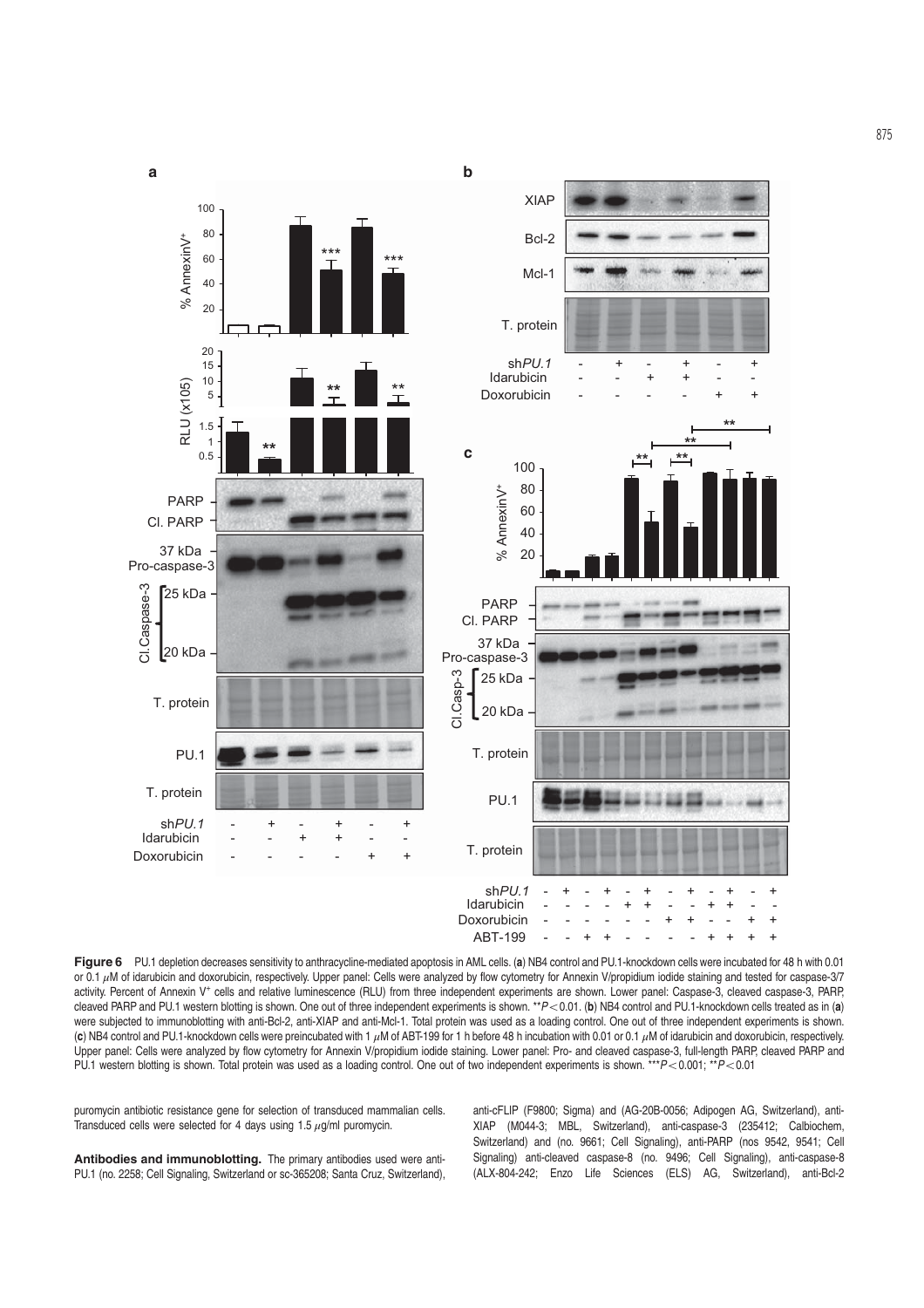**Figure 6** PU.1 depletion decreases sensitivity to anthracycline-mediated apoptosis in AML cells. (**a**) NB4 control and PU.1-knockdown cells were incubated for 48 h with 0.01 or 0.1 $\mu$M of idarubicin and doxorubicin, respectively. Upper panel: Cells were analyzed by flow cytometry for Annexin V/propidium iodide staining and tested for caspase-3/7 activity. Percent of Annexin V$^+$ cells and relative luminescence (RLU) from three independent experiments are shown. Lower panel: Caspase-3, cleaved caspase-3, PARP, cleaved PARP and PU.1 western blotting is shown. One out of three independent experiments is shown. **$P<0.01$. (**b**) NB4 control and PU.1-knockdown cells treated as in (**a**) were subjected to immunoblotting with anti-Bcl-2, anti-XIAP and anti-Mcl-1. Total protein was used as a loading control. One out of three independent experiments is shown. (**c**) NB4 control and PU.1-knockdown cells were preincubated with 1 $\mu$M of ABT-199 for 1 h before 48 h incubation with 0.01 or 0.1 $\mu$M of idarubicin and doxorubicin, respectively. Upper panel: Cells were analyzed by flow cytometry for Annexin V/propidium iodide staining. Lower panel: Pro- and cleaved caspase-3, full-length PARP, cleaved PARP and PU.1 western blotting is shown. Total protein was used as a loading control. One out of two independent experiments is shown. ***$P<0.001$; **$P<0.01$

puromycin antibiotic resistance gene for selection of transduced mammalian cells. Transduced cells were selected for 4 days using 1.5 $\mu$g/ml puromycin.

**Antibodies and immunoblotting.** The primary antibodies used were anti-PU.1 (no. 2258; Cell Signaling, Switzerland or sc-365208; Santa Cruz, Switzerland), anti-cFLIP (F9800; Sigma) and (AG-20B-0056; Adipogen AG, Switzerland), anti-XIAP (M044-3; MBL, Switzerland), anti-caspase-3 (235412; Calbiochem, Switzerland) and (no. 9661; Cell Signaling), anti-PARP (nos 9542, 9541; Cell Signaling) anti-cleaved caspase-8 (no. 9496; Cell Signaling), anti-caspase-8 (ALX-804-242; Enzo Life Sciences (ELS) AG, Switzerland), anti-Bcl-2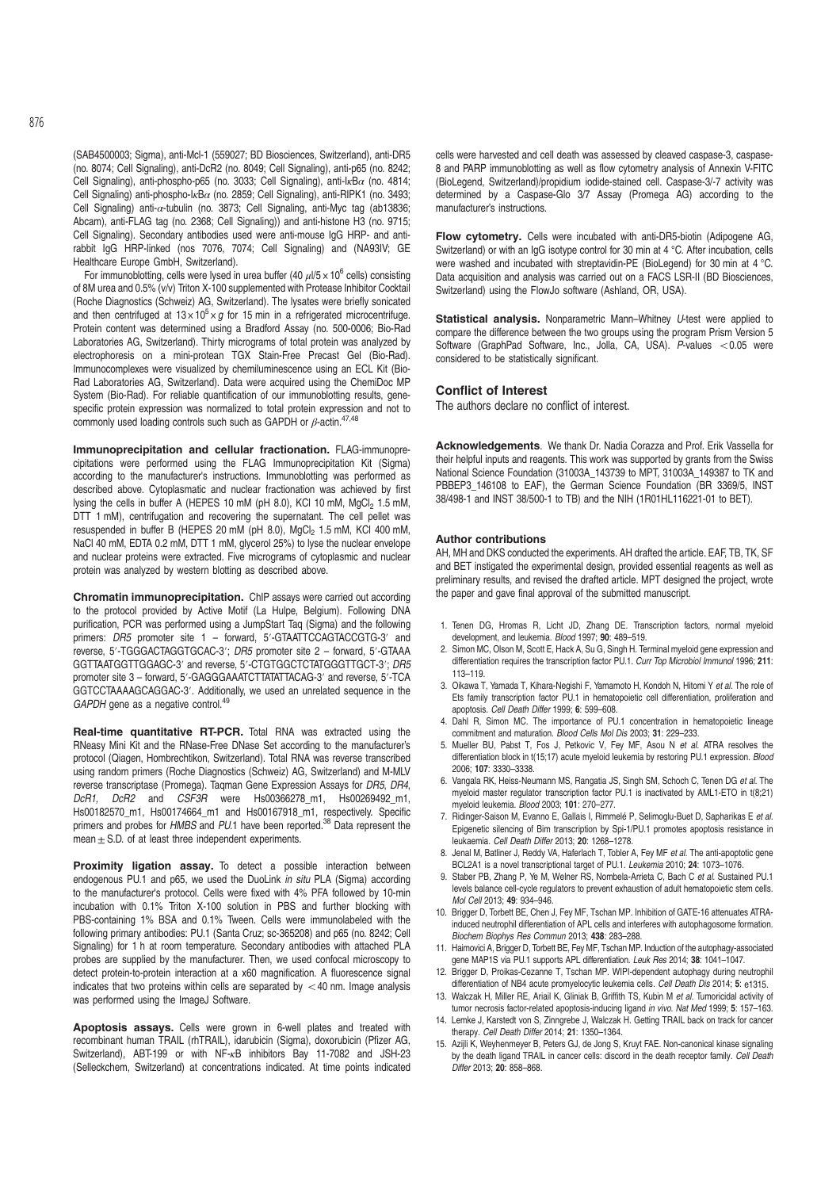(SAB4500003; Sigma), anti-Mcl-1 (559027; BD Biosciences, Switzerland), anti-DR5 (no. 8074; Cell Signaling), anti-DcR2 (no. 8049; Cell Signaling), anti-p65 (no. 8242; Cell Signaling), anti-phospho-p65 (no. 3033; Cell Signaling), anti-IκBα (no. 4814; Cell Signaling) anti-phospho-IκBα (no. 2859; Cell Signaling), anti-RIPK1 (no. 3493; Cell Signaling) anti-α-tubulin (no. 3873; Cell Signaling, anti-Myc tag (ab13836; Abcam), anti-FLAG tag (no. 2368; Cell Signaling)) and anti-histone H3 (no. 9715; Cell Signaling). Secondary antibodies used were anti-mouse IgG HRP- and anti-rabbit IgG HRP-linked (nos 7076, 7074; Cell Signaling) and (NA93IV; GE Healthcare Europe GmbH, Switzerland).

For immunoblotting, cells were lysed in urea buffer (40 $\mu$l/$5 \times 10^6$ cells) consisting of 8M urea and 0.5% (v/v) Triton X-100 supplemented with Protease Inhibitor Cocktail (Roche Diagnostics (Schweiz) AG, Switzerland). The lysates were briefly sonicated and then centrifuged at $13 \times 10^5 \times g$ for 15 min in a refrigerated microcentrifuge. Protein content was determined using a Bradford Assay (no. 500-0006; Bio-Rad Laboratories AG, Switzerland). Thirty micrograms of total protein was analyzed by electrophoresis on a mini-protean TGX Stain-Free Precast Gel (Bio-Rad). Immunocomplexes were visualized by chemiluminescence using an ECL Kit (Bio-Rad Laboratories AG, Switzerland). Data were acquired using the ChemiDoc MP System (Bio-Rad). For reliable quantification of our immunoblotting results, gene-specific protein expression was normalized to total protein expression and not to commonly used loading controls such such as GAPDH or β-actin.[47,48]

**Immunoprecipitation and cellular fractionation.** FLAG-immunoprecipitations were performed using the FLAG Immunoprecipitation Kit (Sigma) according to the manufacturer's instructions. Immunoblotting was performed as described above. Cytoplasmatic and nuclear fractionation was achieved by first lysing the cells in buffer A (HEPES 10 mM (pH 8.0), KCl 10 mM, $MgCl_2$ 1.5 mM, DTT 1 mM), centrifugation and recovering the supernatant. The cell pellet was resuspended in buffer B (HEPES 20 mM (pH 8.0), $MgCl_2$ 1.5 mM, KCl 400 mM, NaCl 40 mM, EDTA 0.2 mM, DTT 1 mM, glycerol 25%) to lyse the nuclear envelope and nuclear proteins were extracted. Five micrograms of cytoplasmic and nuclear protein was analyzed by western blotting as described above.

**Chromatin immunoprecipitation.** ChIP assays were carried out according to the protocol provided by Active Motif (La Hulpe, Belgium). Following DNA purification, PCR was performed using a JumpStart Taq (Sigma) and the following primers: *DR5* promoter site 1 – forward, 5′-GTAATTCCAGTACCGTG-3′ and reverse, 5′-TGGGACTAGGTGCAC-3′; *DR5* promoter site 2 – forward, 5′-GTAAAGGTTAATGGTTGGAGC-3′ and reverse, 5′-CTGTGGCTCTATGGGTTGCT-3′; *DR5* promoter site 3 – forward, 5′-GAGGGAAATCTTATATTACAG-3′ and reverse, 5′-TCAGGTCCTAAAAGCAGGAC-3′. Additionally, we used an unrelated sequence in the *GAPDH* gene as a negative control.[49]

**Real-time quantitative RT-PCR.** Total RNA was extracted using the RNeasy Mini Kit and the RNase-Free DNase Set according to the manufacturer's protocol (Qiagen, Hombrechtikon, Switzerland). Total RNA was reverse transcribed using random primers (Roche Diagnostics (Schweiz) AG, Switzerland) and M-MLV reverse transcriptase (Promega). Taqman Gene Expression Assays for *DR5*, *DR4*, *DcR1*, *DcR2* and *CSF3R* were Hs00366278_m1, Hs00269492_m1, Hs00182570_m1, Hs00174664_m1 and Hs00167918_m1, respectively. Specific primers and probes for *HMBS* and *PU.1* have been reported.[38] Data represent the mean ± S.D. of at least three independent experiments.

**Proximity ligation assay.** To detect a possible interaction between endogenous PU.1 and p65, we used the DuoLink *in situ* PLA (Sigma) according to the manufacturer's protocol. Cells were fixed with 4% PFA followed by 10-min incubation with 0.1% Triton X-100 solution in PBS and further blocking with PBS-containing 1% BSA and 0.1% Tween. Cells were immunolabeled with the following primary antibodies: PU.1 (Santa Cruz; sc-365208) and p65 (no. 8242; Cell Signaling) for 1 h at room temperature. Secondary antibodies with attached PLA probes are supplied by the manufacturer. Then, we used confocal microscopy to detect protein-to-protein interaction at a x60 magnification. A fluorescence signal indicates that two proteins within cells are separated by <40 nm. Image analysis was performed using the ImageJ Software.

**Apoptosis assays.** Cells were grown in 6-well plates and treated with recombinant human TRAIL (rhTRAIL), idarubicin (Sigma), doxorubicin (Pfizer AG, Switzerland), ABT-199 or with NF-κB inhibitors Bay 11-7082 and JSH-23 (Selleckchem, Switzerland) at concentrations indicated. At time points indicated cells were harvested and cell death was assessed by cleaved caspase-3, caspase-8 and PARP immunoblotting as well as flow cytometry analysis of Annexin V-FITC (BioLegend, Switzerland)/propidium iodide-stained cell. Caspase-3/-7 activity was determined by a Caspase-Glo 3/7 Assay (Promega AG) according to the manufacturer's instructions.

**Flow cytometry.** Cells were incubated with anti-DR5-biotin (Adipogene AG, Switzerland) or with an IgG isotype control for 30 min at 4 °C. After incubation, cells were washed and incubated with streptavidin-PE (BioLegend) for 30 min at 4 °C. Data acquisition and analysis was carried out on a FACS LSR-II (BD Biosciences, Switzerland) using the FlowJo software (Ashland, OR, USA).

**Statistical analysis.** Nonparametric Mann–Whitney *U*-test were applied to compare the difference between the two groups using the program Prism Version 5 Software (GraphPad Software, Inc., Jolla, CA, USA). *P*-values <0.05 were considered to be statistically significant.

## Conflict of Interest

The authors declare no conflict of interest.

**Acknowledgements**. We thank Dr. Nadia Corazza and Prof. Erik Vassella for their helpful inputs and reagents. This work was supported by grants from the Swiss National Science Foundation (31003A_143739 to MPT, 31003A_149387 to TK and PBBEP3_146108 to EAF), the German Science Foundation (BR 3369/5, INST 38/498-1 and INST 38/500-1 to TB) and the NIH (1R01HL116221-01 to BET).

### Author contributions

AH, MH and DKS conducted the experiments. AH drafted the article. EAF, TB, TK, SF and BET instigated the experimental design, provided essential reagents as well as preliminary results, and revised the drafted article. MPT designed the project, wrote the paper and gave final approval of the submitted manuscript.

1. Tenen DG, Hromas R, Licht JD, Zhang DE. Transcription factors, normal myeloid development, and leukemia. *Blood* 1997; **90**: 489–519.
2. Simon MC, Olson M, Scott E, Hack A, Su G, Singh H. Terminal myeloid gene expression and differentiation requires the transcription factor PU.1. *Curr Top Microbiol Immunol* 1996; **211**: 113–119.
3. Oikawa T, Yamada T, Kihara-Negishi F, Yamamoto H, Kondoh N, Hitomi Y *et al*. The role of Ets family transcription factor PU.1 in hematopoietic cell differentiation, proliferation and apoptosis. *Cell Death Differ* 1999; **6**: 599–608.
4. Dahl R, Simon MC. The importance of PU.1 concentration in hematopoietic lineage commitment and maturation. *Blood Cells Mol Dis* 2003; **31**: 229–233.
5. Mueller BU, Pabst T, Fos J, Petkovic V, Fey MF, Asou N *et al*. ATRA resolves the differentiation block in t(15;17) acute myeloid leukemia by restoring PU.1 expression. *Blood* 2006; **107**: 3330–3338.
6. Vangala RK, Heiss-Neumann MS, Rangatia JS, Singh SM, Schoch C, Tenen DG *et al*. The myeloid master regulator transcription factor PU.1 is inactivated by AML1-ETO in t(8;21) myeloid leukemia. *Blood* 2003; **101**: 270–277.
7. Ridinger-Saison M, Evanno E, Gallais I, Rimmelé P, Selimoglu-Buet D, Sapharikas E *et al*. Epigenetic silencing of Bim transcription by Spi-1/PU.1 promotes apoptosis resistance in leukaemia. *Cell Death Differ* 2013; **20**: 1268–1278.
8. Jenal M, Batliner J, Reddy VA, Haferlach T, Tobler A, Fey MF *et al*. The anti-apoptotic gene BCL2A1 is a novel transcriptional target of PU.1. *Leukemia* 2010; **24**: 1073–1076.
9. Staber PB, Zhang P, Ye M, Welner RS, Nombela-Arrieta C, Bach C *et al*. Sustained PU.1 levels balance cell-cycle regulators to prevent exhaustion of adult hematopoietic stem cells. *Mol Cell* 2013; **49**: 934–946.
10. Brigger D, Torbett BE, Chen J, Fey MF, Tschan MP. Inhibition of GATE-16 attenuates ATRA-induced neutrophil differentiation of APL cells and interferes with autophagosome formation. *Biochem Biophys Res Commun* 2013; **438**: 283–288.
11. Haimovici A, Brigger D, Torbett BE, Fey MF, Tschan MP. Induction of the autophagy-associated gene MAP1S via PU.1 supports APL differentiation. *Leuk Res* 2014; **38**: 1041–1047.
12. Brigger D, Proikas-Cezanne T, Tschan MP. WIPI-dependent autophagy during neutrophil differentiation of NB4 acute promyelocytic leukemia cells. *Cell Death Dis* 2014; **5**: e1315.
13. Walczak H, Miller RE, Ariail K, Gliniak B, Griffith TS, Kubin M *et al*. Tumoricidal activity of tumor necrosis factor-related apoptosis-inducing ligand *in vivo*. *Nat Med* 1999; **5**: 157–163.
14. Lemke J, Karstedt von S, Zinngrebe J, Walczak H. Getting TRAIL back on track for cancer therapy. *Cell Death Differ* 2014; **21**: 1350–1364.
15. Azijli K, Weyhenmeyer B, Peters GJ, de Jong S, Kruyt FAE. Non-canonical kinase signaling by the death ligand TRAIL in cancer cells: discord in the death receptor family. *Cell Death Differ* 2013; **20**: 858–868.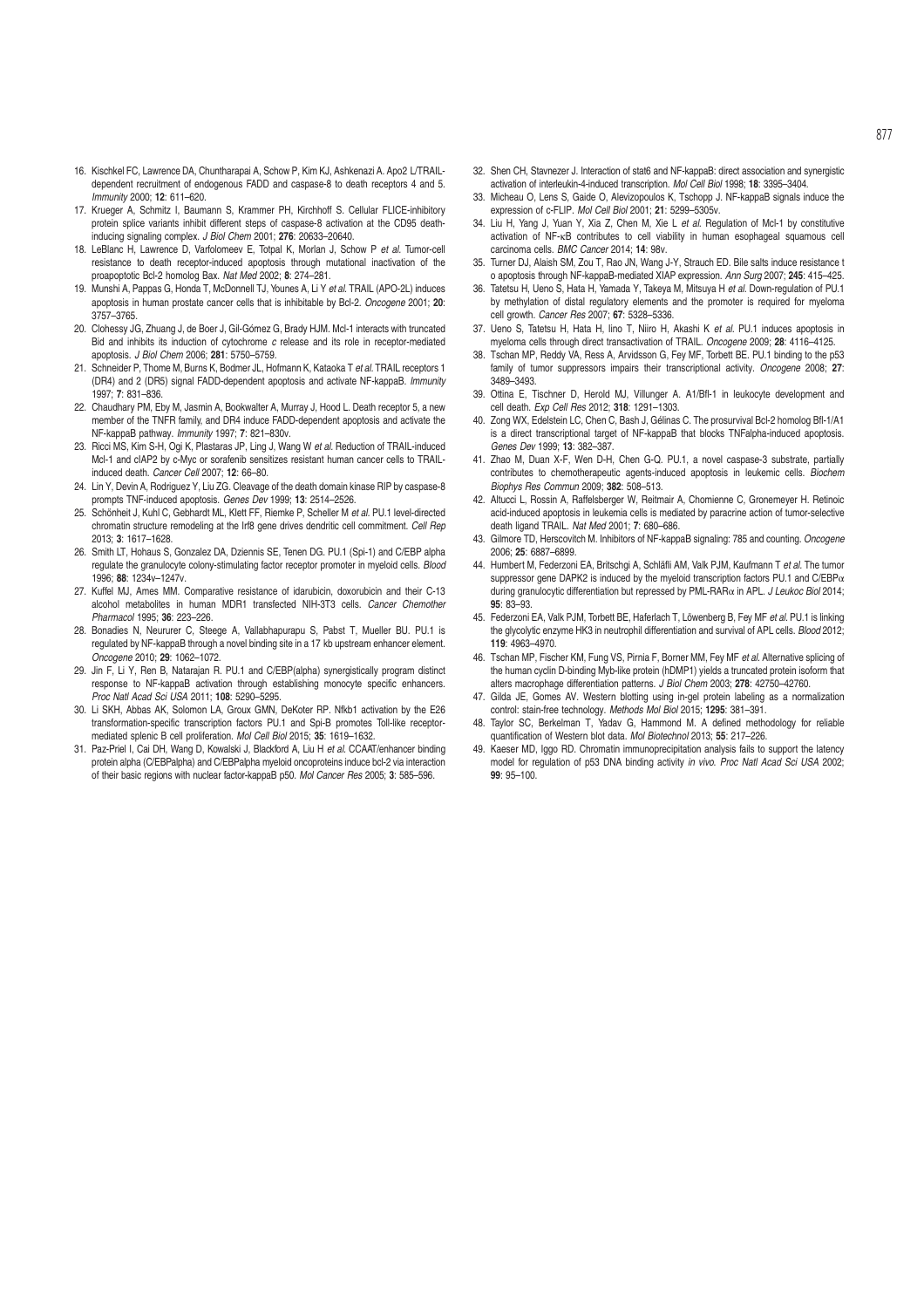16. Kischkel FC, Lawrence DA, Chuntharapai A, Schow P, Kim KJ, Ashkenazi A. Apo2 L/TRAIL-dependent recruitment of endogenous FADD and caspase-8 to death receptors 4 and 5. *Immunity* 2000; **12**: 611–620.
17. Krueger A, Schmitz I, Baumann S, Krammer PH, Kirchhoff S. Cellular FLICE-inhibitory protein splice variants inhibit different steps of caspase-8 activation at the CD95 death-inducing signaling complex. *J Biol Chem* 2001; **276**: 20633–20640.
18. LeBlanc H, Lawrence D, Varfolomeev E, Totpal K, Morlan J, Schow P *et al.* Tumor-cell resistance to death receptor-induced apoptosis through mutational inactivation of the proapoptotic Bcl-2 homolog Bax. *Nat Med* 2002; **8**: 274–281.
19. Munshi A, Pappas G, Honda T, McDonnell TJ, Younes A, Li Y *et al.* TRAIL (APO-2L) induces apoptosis in human prostate cancer cells that is inhibitable by Bcl-2. *Oncogene* 2001; **20**: 3757–3765.
20. Clohessy JG, Zhuang J, de Boer J, Gil-Gómez G, Brady HJM. Mcl-1 interacts with truncated Bid and inhibits its induction of cytochrome *c* release and its role in receptor-mediated apoptosis. *J Biol Chem* 2006; **281**: 5750–5759.
21. Schneider P, Thome M, Burns K, Bodmer JL, Hofmann K, Kataoka T *et al.* TRAIL receptors 1 (DR4) and 2 (DR5) signal FADD-dependent apoptosis and activate NF-kappaB. *Immunity* 1997; **7**: 831–836.
22. Chaudhary PM, Eby M, Jasmin A, Bookwalter A, Murray J, Hood L. Death receptor 5, a new member of the TNFR family, and DR4 induce FADD-dependent apoptosis and activate the NF-kappaB pathway. *Immunity* 1997; **7**: 821–830v.
23. Ricci MS, Kim S-H, Ogi K, Plastaras JP, Ling J, Wang W *et al.* Reduction of TRAIL-induced Mcl-1 and cIAP2 by c-Myc or sorafenib sensitizes resistant human cancer cells to TRAIL-induced death. *Cancer Cell* 2007; **12**: 66–80.
24. Lin Y, Devin A, Rodriguez Y, Liu ZG. Cleavage of the death domain kinase RIP by caspase-8 prompts TNF-induced apoptosis. *Genes Dev* 1999; **13**: 2514–2526.
25. Schönheit J, Kuhl C, Gebhardt ML, Klett FF, Riemke P, Scheller M *et al.* PU.1 level-directed chromatin structure remodeling at the Irf8 gene drives dendritic cell commitment. *Cell Rep* 2013; **3**: 1617–1628.
26. Smith LT, Hohaus S, Gonzalez DA, Dziennis SE, Tenen DG. PU.1 (Spi-1) and C/EBP alpha regulate the granulocyte colony-stimulating factor receptor promoter in myeloid cells. *Blood* 1996; **88**: 1234v–1247v.
27. Kuffel MJ, Ames MM. Comparative resistance of idarubicin, doxorubicin and their C-13 alcohol metabolites in human MDR1 transfected NIH-3T3 cells. *Cancer Chemother Pharmacol* 1995; **36**: 223–226.
28. Bonadies N, Neururer C, Steege A, Vallabhapurapu S, Pabst T, Mueller BU. PU.1 is regulated by NF-kappaB through a novel binding site in a 17 kb upstream enhancer element. *Oncogene* 2010; **29**: 1062–1072.
29. Jin F, Li Y, Ren B, Natarajan R. PU.1 and C/EBP(alpha) synergistically program distinct response to NF-kappaB activation through establishing monocyte specific enhancers. *Proc Natl Acad Sci USA* 2011; **108**: 5290–5295.
30. Li SKH, Abbas AK, Solomon LA, Groux GMN, DeKoter RP. Nfkb1 activation by the E26 transformation-specific transcription factors PU.1 and Spi-B promotes Toll-like receptor-mediated splenic B cell proliferation. *Mol Cell Biol* 2015; **35**: 1619–1632.
31. Paz-Priel I, Cai DH, Wang D, Kowalski J, Blackford A, Liu H *et al.* CCAAT/enhancer binding protein alpha (C/EBPalpha) and C/EBPalpha myeloid oncoproteins induce bcl-2 via interaction of their basic regions with nuclear factor-kappaB p50. *Mol Cancer Res* 2005; **3**: 585–596.
32. Shen CH, Stavnezer J. Interaction of stat6 and NF-kappaB: direct association and synergistic activation of interleukin-4-induced transcription. *Mol Cell Biol* 1998; **18**: 3395–3404.
33. Micheau O, Lens S, Gaide O, Alevizopoulos K, Tschopp J. NF-kappaB signals induce the expression of c-FLIP. *Mol Cell Biol* 2001; **21**: 5299–5305v.
34. Liu H, Yang J, Yuan Y, Xia Z, Chen M, Xie L *et al.* Regulation of Mcl-1 by constitutive activation of NF-κB contributes to cell viability in human esophageal squamous cell carcinoma cells. *BMC Cancer* 2014; **14**: 98v.
35. Turner DJ, Alaish SM, Zou T, Rao JN, Wang J-Y, Strauch ED. Bile salts induce resistance t o apoptosis through NF-kappaB-mediated XIAP expression. *Ann Surg* 2007; **245**: 415–425.
36. Tatetsu H, Ueno S, Hata H, Yamada Y, Takeya M, Mitsuya H *et al.* Down-regulation of PU.1 by methylation of distal regulatory elements and the promoter is required for myeloma cell growth. *Cancer Res* 2007; **67**: 5328–5336.
37. Ueno S, Tatetsu H, Hata H, Iino T, Niiro H, Akashi K *et al.* PU.1 induces apoptosis in myeloma cells through direct transactivation of TRAIL. *Oncogene* 2009; **28**: 4116–4125.
38. Tschan MP, Reddy VA, Ress A, Arvidsson G, Fey MF, Torbett BE. PU.1 binding to the p53 family of tumor suppressors impairs their transcriptional activity. *Oncogene* 2008; **27**: 3489–3493.
39. Ottina E, Tischner D, Herold MJ, Villunger A. A1/Bfl-1 in leukocyte development and cell death. *Exp Cell Res* 2012; **318**: 1291–1303.
40. Zong WX, Edelstein LC, Chen C, Bash J, Gélinas C. The prosurvival Bcl-2 homolog Bfl-1/A1 is a direct transcriptional target of NF-kappaB that blocks TNFalpha-induced apoptosis. *Genes Dev* 1999; **13**: 382–387.
41. Zhao M, Duan X-F, Wen D-H, Chen G-Q. PU.1, a novel caspase-3 substrate, partially contributes to chemotherapeutic agents-induced apoptosis in leukemic cells. *Biochem Biophys Res Commun* 2009; **382**: 508–513.
42. Altucci L, Rossin A, Raffelsberger W, Reitmair A, Chomienne C, Gronemeyer H. Retinoic acid-induced apoptosis in leukemia cells is mediated by paracrine action of tumor-selective death ligand TRAIL. *Nat Med* 2001; **7**: 680–686.
43. Gilmore TD, Herscovitch M. Inhibitors of NF-kappaB signaling: 785 and counting. *Oncogene* 2006; **25**: 6887–6899.
44. Humbert M, Federzoni EA, Britschgi A, Schläfli AM, Valk PJM, Kaufmann T *et al.* The tumor suppressor gene DAPK2 is induced by the myeloid transcription factors PU.1 and C/EBPα during granulocytic differentiation but repressed by PML-RARα in APL. *J Leukoc Biol* 2014; **95**: 83–93.
45. Federzoni EA, Valk PJM, Torbett BE, Haferlach T, Löwenberg B, Fey MF *et al.* PU.1 is linking the glycolytic enzyme HK3 in neutrophil differentiation and survival of APL cells. *Blood* 2012; **119**: 4963–4970.
46. Tschan MP, Fischer KM, Fung VS, Pirnia F, Borner MM, Fey MF *et al.* Alternative splicing of the human cyclin D-binding Myb-like protein (hDMP1) yields a truncated protein isoform that alters macrophage differentiation patterns. *J Biol Chem* 2003; **278**: 42750–42760.
47. Gilda JE, Gomes AV. Western blotting using in-gel protein labeling as a normalization control: stain-free technology. *Methods Mol Biol* 2015; **1295**: 381–391.
48. Taylor SC, Berkelman T, Yadav G, Hammond M. A defined methodology for reliable quantification of Western blot data. *Mol Biotechnol* 2013; **55**: 217–226.
49. Kaeser MD, Iggo RD. Chromatin immunoprecipitation analysis fails to support the latency model for regulation of p53 DNA binding activity *in vivo*. *Proc Natl Acad Sci USA* 2002; **99**: 95–100.